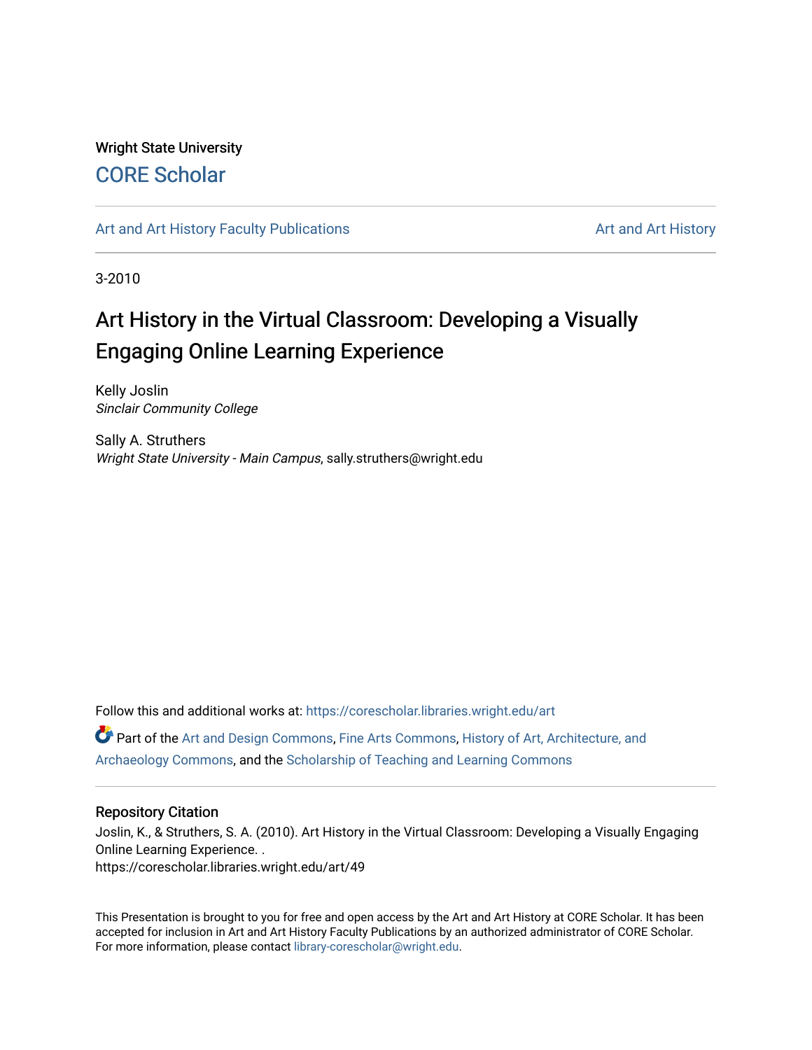Wright State University

## CORE Scholar

Art and Art History Faculty Publications | Art and Art History

3-2010

# Art History in the Virtual Classroom: Developing a Visually Engaging Online Learning Experience

Kelly Joslin
*Sinclair Community College*

Sally A. Struthers
*Wright State University - Main Campus*, sally.struthers@wright.edu

Follow this and additional works at: https://corescholar.libraries.wright.edu/art

Part of the Art and Design Commons, Fine Arts Commons, History of Art, Architecture, and Archaeology Commons, and the Scholarship of Teaching and Learning Commons

### Repository Citation

Joslin, K., & Struthers, S. A. (2010). Art History in the Virtual Classroom: Developing a Visually Engaging Online Learning Experience. .
https://corescholar.libraries.wright.edu/art/49

This Presentation is brought to you for free and open access by the Art and Art History at CORE Scholar. It has been accepted for inclusion in Art and Art History Faculty Publications by an authorized administrator of CORE Scholar. For more information, please contact library-corescholar@wright.edu.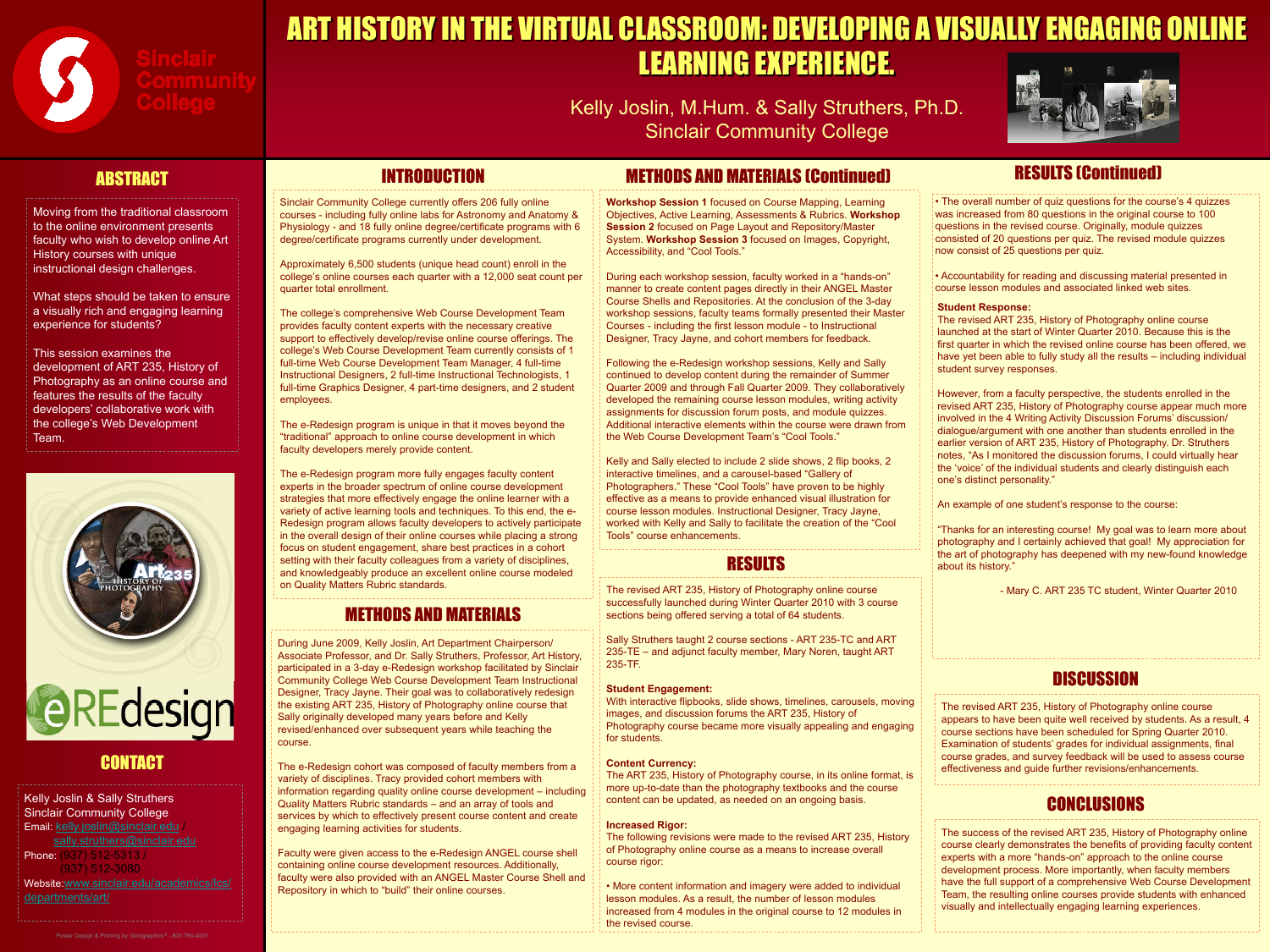Sinclair Community College

# ART HISTORY IN THE VIRTUAL CLASSROOM: DEVELOPING A VISUALLY ENGAGING ONLINE LEARNING EXPERIENCE.

Kelly Joslin, M.Hum. & Sally Struthers, Ph.D.
Sinclair Community College

## ABSTRACT

Moving from the traditional classroom to the online environment presents faculty who wish to develop online Art History courses with unique instructional design challenges.

What steps should be taken to ensure a visually rich and engaging learning experience for students?

This session examines the development of ART 235, History of Photography as an online course and features the results of the faculty developers' collaborative work with the college's Web Development Team.

## CONTACT

Kelly Joslin & Sally Struthers
Sinclair Community College
Email: kelly.joslin@sinclair.edu / sally.struthers@sinclair.edu
Phone: (937) 512-5313 / (937) 512-3080
Website: www.sinclair.edu/academics/lcs/departments/art/

## INTRODUCTION

Sinclair Community College currently offers 206 fully online courses - including fully online labs for Astronomy and Anatomy & Physiology - and 18 fully online degree/certificate programs with 6 degree/certificate programs currently under development.

Approximately 6,500 students (unique head count) enroll in the college's online courses each quarter with a 12,000 seat count per quarter total enrollment.

The college's comprehensive Web Course Development Team provides faculty content experts with the necessary creative support to effectively develop/revise online course offerings. The college's Web Course Development Team currently consists of 1 full-time Web Course Development Team Manager, 4 full-time Instructional Designers, 2 full-time Instructional Technologists, 1 full-time Graphics Designer, 4 part-time designers, and 2 student employees.

The e-Redesign program is unique in that it moves beyond the "traditional" approach to online course development in which faculty developers merely provide content.

The e-Redesign program more fully engages faculty content experts in the broader spectrum of online course development strategies that more effectively engage the online learner with a variety of active learning tools and techniques. To this end, the e-Redesign program allows faculty developers to actively participate in the overall design of their online courses while placing a strong focus on student engagement, share best practices in a cohort setting with their faculty colleagues from a variety of disciplines, and knowledgeably produce an excellent online course modeled on Quality Matters Rubric standards.

## METHODS AND MATERIALS

During June 2009, Kelly Joslin, Art Department Chairperson/ Associate Professor, and Dr. Sally Struthers, Professor, Art History, participated in a 3-day e-Redesign workshop facilitated by Sinclair Community College Web Course Development Team Instructional Designer, Tracy Jayne. Their goal was to collaboratively redesign the existing ART 235, History of Photography online course that Sally originally developed many years before and Kelly revised/enhanced over subsequent years while teaching the course.

The e-Redesign cohort was composed of faculty members from a variety of disciplines. Tracy provided cohort members with information regarding quality online course development – including Quality Matters Rubric standards – and an array of tools and services by which to effectively present course content and create engaging learning activities for students.

Faculty were given access to the e-Redesign ANGEL course shell containing online course development resources. Additionally, faculty were also provided with an ANGEL Master Course Shell and Repository in which to "build" their online courses.

## METHODS AND MATERIALS (Continued)

**Workshop Session 1** focused on Course Mapping, Learning Objectives, Active Learning, Assessments & Rubrics. **Workshop Session 2** focused on Page Layout and Repository/Master System. **Workshop Session 3** focused on Images, Copyright, Accessibility, and "Cool Tools."

During each workshop session, faculty worked in a "hands-on" manner to create content pages directly in their ANGEL Master Course Shells and Repositories. At the conclusion of the 3-day workshop sessions, faculty teams formally presented their Master Courses - including the first lesson module - to Instructional Designer, Tracy Jayne, and cohort members for feedback.

Following the e-Redesign workshop sessions, Kelly and Sally continued to develop content during the remainder of Summer Quarter 2009 and through Fall Quarter 2009. They collaboratively developed the remaining course lesson modules, writing activity assignments for discussion forum posts, and module quizzes. Additional interactive elements within the course were drawn from the Web Course Development Team's "Cool Tools."

Kelly and Sally elected to include 2 slide shows, 2 flip books, 2 interactive timelines, and a carousel-based "Gallery of Photographers." These "Cool Tools" have proven to be highly effective as a means to provide enhanced visual illustration for course lesson modules. Instructional Designer, Tracy Jayne, worked with Kelly and Sally to facilitate the creation of the "Cool Tools" course enhancements.

## RESULTS

The revised ART 235, History of Photography online course successfully launched during Winter Quarter 2010 with 3 course sections being offered serving a total of 64 students.

Sally Struthers taught 2 course sections - ART 235-TC and ART 235-TE – and adjunct faculty member, Mary Noren, taught ART 235-TF.

**Student Engagement:**
With interactive flipbooks, slide shows, timelines, carousels, moving images, and discussion forums the ART 235, History of Photography course became more visually appealing and engaging for students.

**Content Currency:**
The ART 235, History of Photography course, in its online format, is more up-to-date than the photography textbooks and the course content can be updated, as needed on an ongoing basis.

**Increased Rigor:**
The following revisions were made to the revised ART 235, History of Photography online course as a means to increase overall course rigor:

• More content information and imagery were added to individual lesson modules. As a result, the number of lesson modules increased from 4 modules in the original course to 12 modules in the revised course.

## RESULTS (Continued)

• The overall number of quiz questions for the course's 4 quizzes was increased from 80 questions in the original course to 100 questions in the revised course. Originally, module quizzes consisted of 20 questions per quiz. The revised module quizzes now consist of 25 questions per quiz.

• Accountability for reading and discussing material presented in course lesson modules and associated linked web sites.

**Student Response:**
The revised ART 235, History of Photography online course launched at the start of Winter Quarter 2010. Because this is the first quarter in which the revised online course has been offered, we have yet been able to fully study all the results – including individual student survey responses.

However, from a faculty perspective, the students enrolled in the revised ART 235, History of Photography course appear much more involved in the 4 Writing Activity Discussion Forums' discussion/ dialogue/argument with one another than students enrolled in the earlier version of ART 235, History of Photography. Dr. Struthers notes, "As I monitored the discussion forums, I could virtually hear the 'voice' of the individual students and clearly distinguish each one's distinct personality."

An example of one student's response to the course:

"Thanks for an interesting course! My goal was to learn more about photography and I certainly achieved that goal! My appreciation for the art of photography has deepened with my new-found knowledge about its history."

- Mary C. ART 235 TC student, Winter Quarter 2010

## DISCUSSION

The revised ART 235, History of Photography online course appears to have been quite well received by students. As a result, 4 course sections have been scheduled for Spring Quarter 2010. Examination of students' grades for individual assignments, final course grades, and survey feedback will be used to assess course effectiveness and guide further revisions/enhancements.

## CONCLUSIONS

The success of the revised ART 235, History of Photography online course clearly demonstrates the benefits of providing faculty content experts with a more "hands-on" approach to the online course development process. More importantly, when faculty members have the full support of a comprehensive Web Course Development Team, the resulting online courses provide students with enhanced visually and intellectually engaging learning experiences.

Poster Design & Printing by Genigraphics® - 800.790.4001